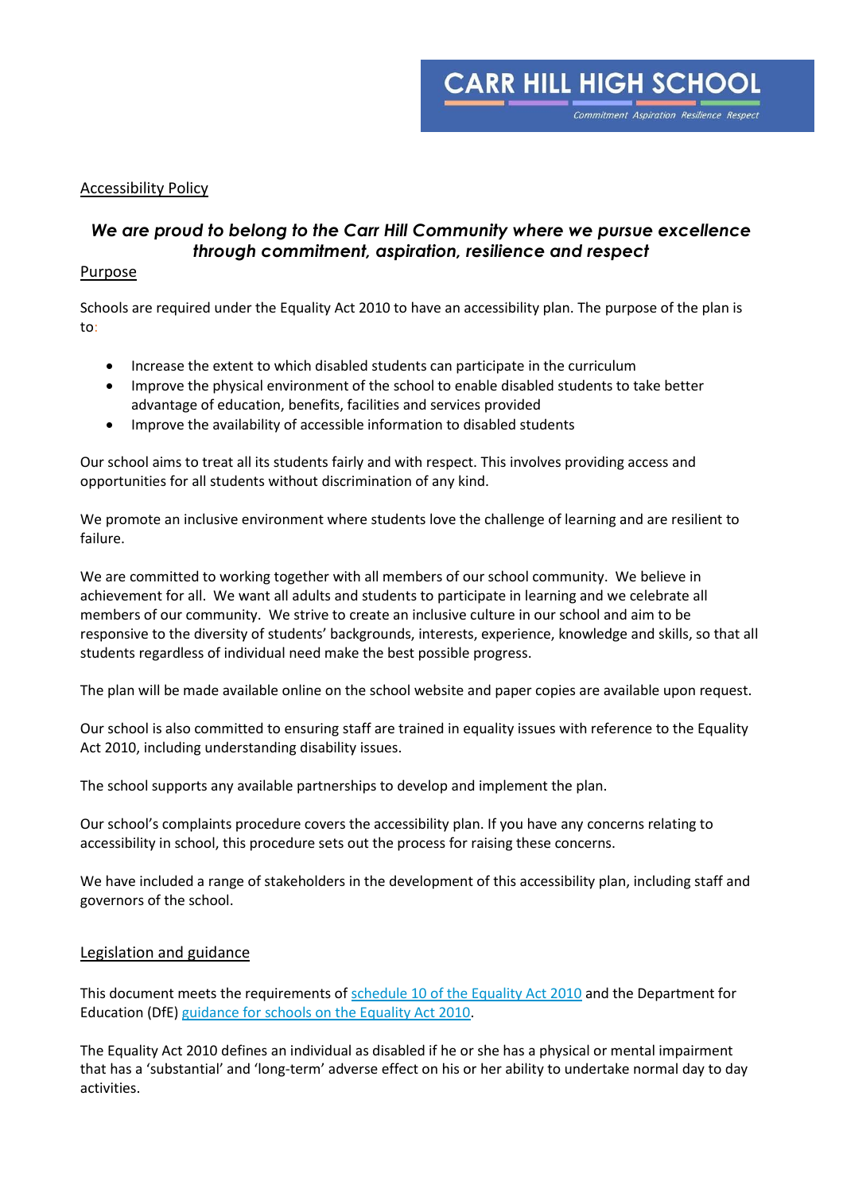# CARR HILL HIGH SCHOOL

*Commitment Aspiration Resilience Respect*

## Accessibility Policy

***We are proud to belong to the Carr Hill Community where we pursue excellence through commitment, aspiration, resilience and respect***

### Purpose

Schools are required under the Equality Act 2010 to have an accessibility plan. The purpose of the plan is to:

- Increase the extent to which disabled students can participate in the curriculum
- Improve the physical environment of the school to enable disabled students to take better advantage of education, benefits, facilities and services provided
- Improve the availability of accessible information to disabled students

Our school aims to treat all its students fairly and with respect. This involves providing access and opportunities for all students without discrimination of any kind.

We promote an inclusive environment where students love the challenge of learning and are resilient to failure.

We are committed to working together with all members of our school community. We believe in achievement for all. We want all adults and students to participate in learning and we celebrate all members of our community. We strive to create an inclusive culture in our school and aim to be responsive to the diversity of students' backgrounds, interests, experience, knowledge and skills, so that all students regardless of individual need make the best possible progress.

The plan will be made available online on the school website and paper copies are available upon request.

Our school is also committed to ensuring staff are trained in equality issues with reference to the Equality Act 2010, including understanding disability issues.

The school supports any available partnerships to develop and implement the plan.

Our school's complaints procedure covers the accessibility plan. If you have any concerns relating to accessibility in school, this procedure sets out the process for raising these concerns.

We have included a range of stakeholders in the development of this accessibility plan, including staff and governors of the school.

### Legislation and guidance

This document meets the requirements of schedule 10 of the Equality Act 2010 and the Department for Education (DfE) guidance for schools on the Equality Act 2010.

The Equality Act 2010 defines an individual as disabled if he or she has a physical or mental impairment that has a 'substantial' and 'long-term' adverse effect on his or her ability to undertake normal day to day activities.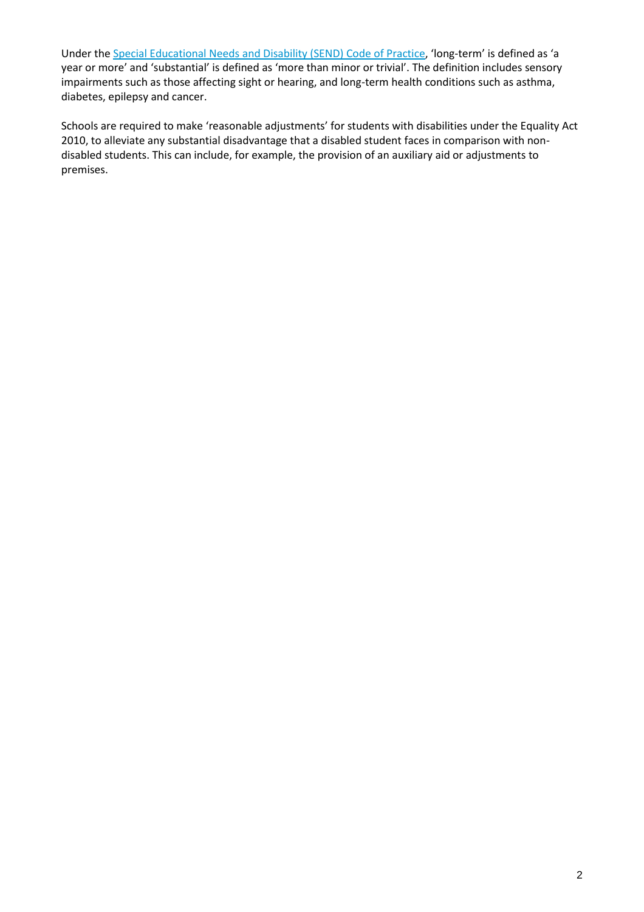Under the [Special Educational Needs and Disability (SEND) Code of Practice](), 'long-term' is defined as 'a year or more' and 'substantial' is defined as 'more than minor or trivial'. The definition includes sensory impairments such as those affecting sight or hearing, and long-term health conditions such as asthma, diabetes, epilepsy and cancer.

Schools are required to make 'reasonable adjustments' for students with disabilities under the Equality Act 2010, to alleviate any substantial disadvantage that a disabled student faces in comparison with non-disabled students. This can include, for example, the provision of an auxiliary aid or adjustments to premises.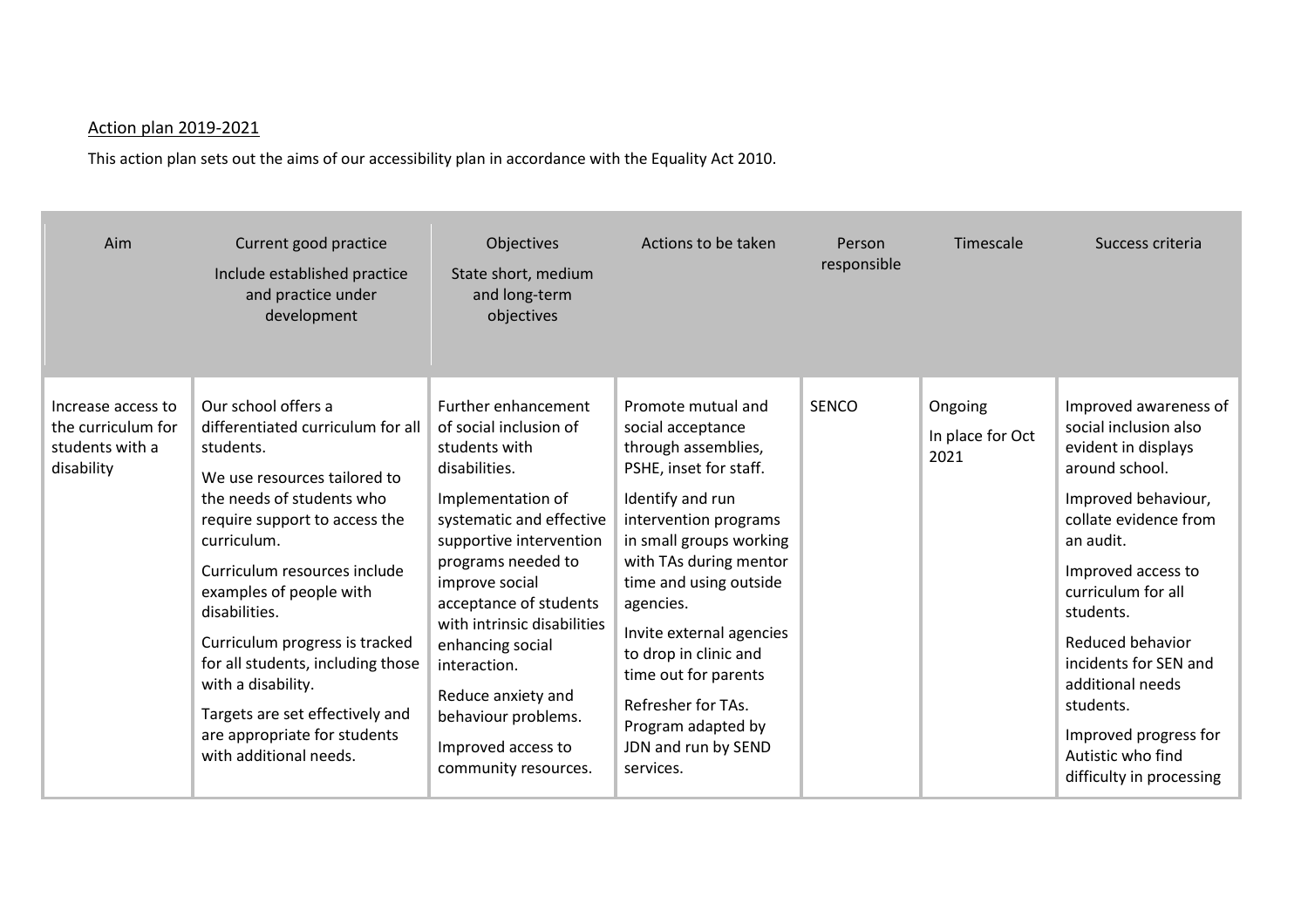Action plan 2019-2021

This action plan sets out the aims of our accessibility plan in accordance with the Equality Act 2010.

| Aim | Current good practice<br>Include established practice and practice under development | Objectives<br>State short, medium and long-term objectives | Actions to be taken | Person responsible | Timescale | Success criteria |
|---|---|---|---|---|---|---|
| Increase access to the curriculum for students with a disability | Our school offers a differentiated curriculum for all students.<br><br>We use resources tailored to the needs of students who require support to access the curriculum.<br><br>Curriculum resources include examples of people with disabilities.<br><br>Curriculum progress is tracked for all students, including those with a disability.<br><br>Targets are set effectively and are appropriate for students with additional needs. | Further enhancement of social inclusion of students with disabilities.<br><br>Implementation of systematic and effective supportive intervention programs needed to improve social acceptance of students with intrinsic disabilities enhancing social interaction.<br><br>Reduce anxiety and behaviour problems.<br><br>Improved access to community resources. | Promote mutual and social acceptance through assemblies, PSHE, inset for staff.<br><br>Identify and run intervention programs in small groups working with TAs during mentor time and using outside agencies.<br><br>Invite external agencies to drop in clinic and time out for parents<br><br>Refresher for TAs. Program adapted by JDN and run by SEND services. | SENCO | Ongoing<br><br>In place for Oct 2021 | Improved awareness of social inclusion also evident in displays around school.<br><br>Improved behaviour, collate evidence from an audit.<br><br>Improved access to curriculum for all students.<br><br>Reduced behavior incidents for SEN and additional needs students.<br><br>Improved progress for Autistic who find difficulty in processing |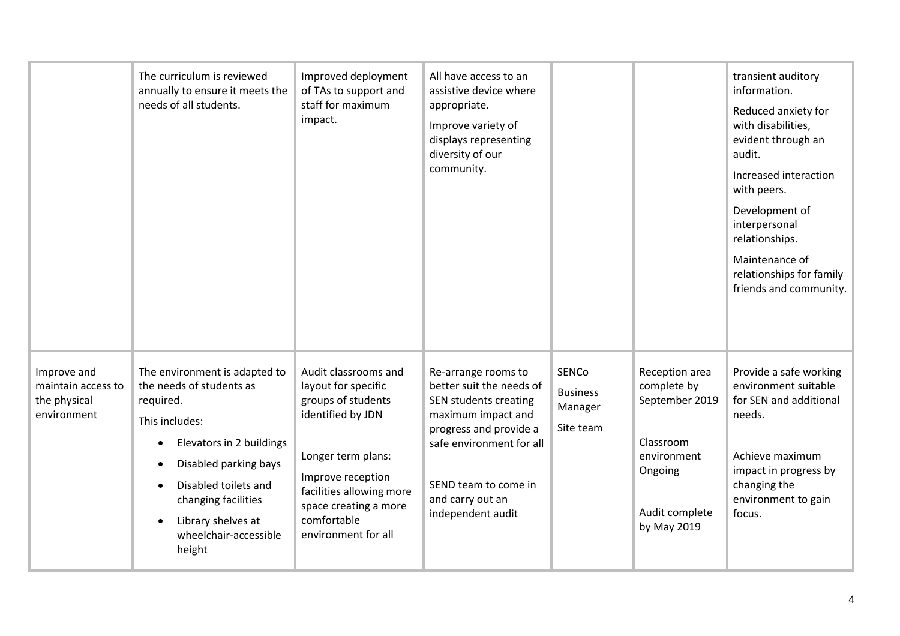| | | | | | | |
|---|---|---|---|---|---|---|
| | The curriculum is reviewed annually to ensure it meets the needs of all students. | Improved deployment of TAs to support and staff for maximum impact. | All have access to an assistive device where appropriate.<br><br>Improve variety of displays representing diversity of our community. | | | transient auditory information.<br><br>Reduced anxiety for with disabilities, evident through an audit.<br><br>Increased interaction with peers.<br><br>Development of interpersonal relationships.<br><br>Maintenance of relationships for family friends and community. |
| Improve and maintain access to the physical environment | The environment is adapted to the needs of students as required.<br><br>This includes:<br><br>• Elevators in 2 buildings<br>• Disabled parking bays<br>• Disabled toilets and changing facilities<br>• Library shelves at wheelchair-accessible height | Audit classrooms and layout for specific groups of students identified by JDN<br><br>Longer term plans:<br><br>Improve reception facilities allowing more space creating a more comfortable environment for all | Re-arrange rooms to better suit the needs of SEN students creating maximum impact and progress and provide a safe environment for all<br><br>SEND team to come in and carry out an independent audit | SENCo<br><br>Business Manager<br><br>Site team | Reception area complete by September 2019<br><br>Classroom environment Ongoing<br><br>Audit complete by May 2019 | Provide a safe working environment suitable for SEN and additional needs.<br><br>Achieve maximum impact in progress by changing the environment to gain focus. |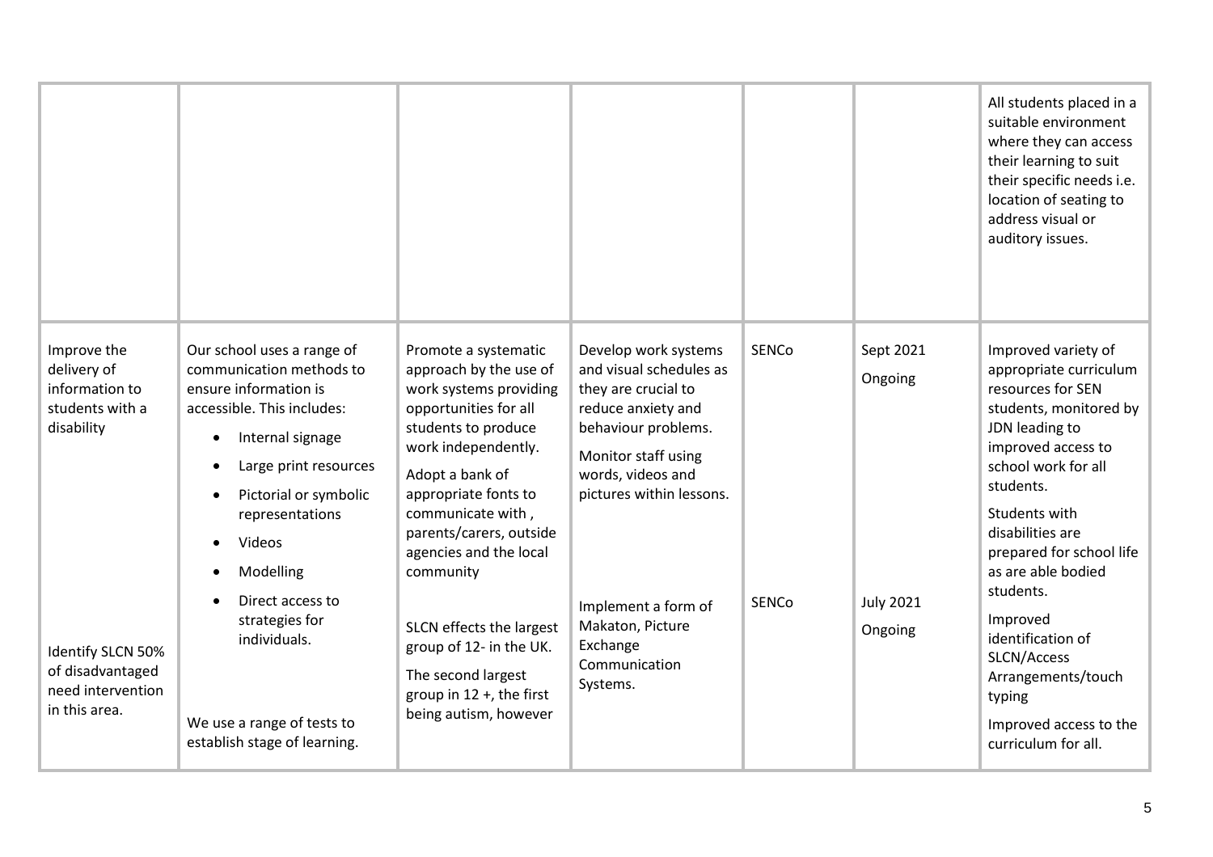| | | | | | | |
|---|---|---|---|---|---|---|
| | | | | | | All students placed in a suitable environment where they can access their learning to suit their specific needs i.e. location of seating to address visual or auditory issues. |
| Improve the delivery of information to students with a disability<br><br>Identify SLCN 50% of disadvantaged need intervention in this area. | Our school uses a range of communication methods to ensure information is accessible. This includes:<br>• Internal signage<br>• Large print resources<br>• Pictorial or symbolic representations<br>• Videos<br>• Modelling<br>• Direct access to strategies for individuals.<br><br>We use a range of tests to establish stage of learning. | Promote a systematic approach by the use of work systems providing opportunities for all students to produce work independently.<br>Adopt a bank of appropriate fonts to communicate with , parents/carers, outside agencies and the local community<br><br>SLCN effects the largest group of 12- in the UK.<br>The second largest group in 12 +, the first being autism, however | Develop work systems and visual schedules as they are crucial to reduce anxiety and behaviour problems.<br>Monitor staff using words, videos and pictures within lessons.<br><br>Implement a form of Makaton, Picture Exchange Communication Systems. | SENCo<br><br>SENCo | Sept 2021<br>Ongoing<br><br>July 2021<br>Ongoing | Improved variety of appropriate curriculum resources for SEN students, monitored by JDN leading to improved access to school work for all students.<br>Students with disabilities are prepared for school life as are able bodied students.<br>Improved identification of SLCN/Access Arrangements/touch typing<br>Improved access to the curriculum for all. |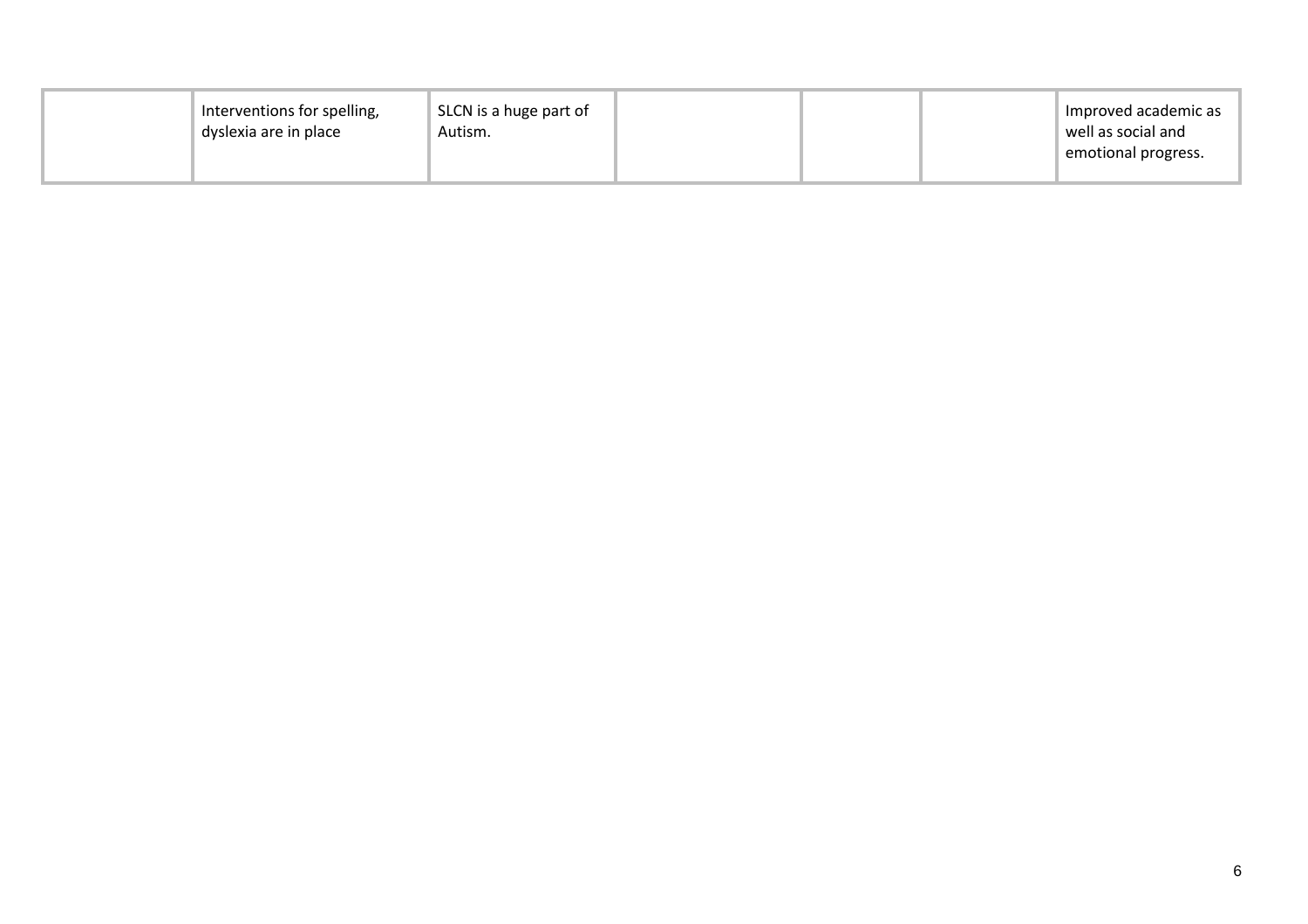| | | | | | | |
|---|---|---|---|---|---|---|
| | Interventions for spelling, dyslexia are in place | SLCN is a huge part of Autism. | | | | Improved academic as well as social and emotional progress. |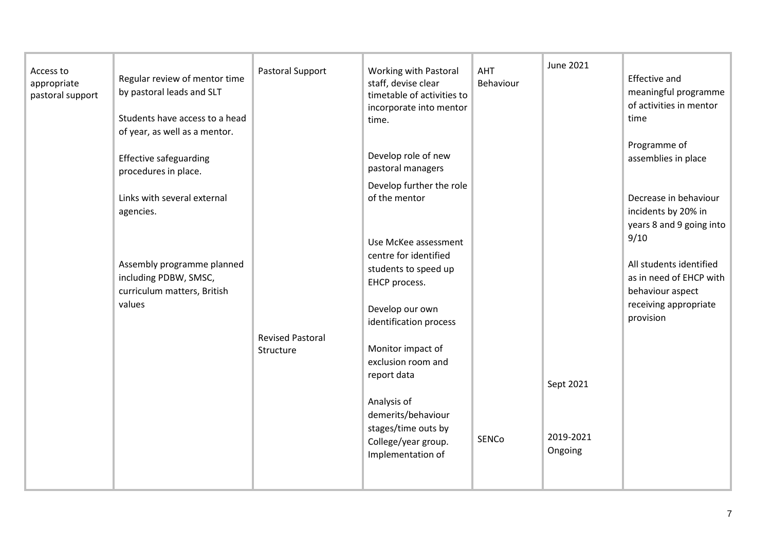| | | | | | | |
|---|---|---|---|---|---|---|
| Access to appropriate pastoral support | Regular review of mentor time by pastoral leads and SLT<br><br>Students have access to a head of year, as well as a mentor.<br><br>Effective safeguarding procedures in place.<br><br>Links with several external agencies.<br><br>Assembly programme planned including PDBW, SMSC, curriculum matters, British values | Pastoral Support<br><br>Revised Pastoral Structure | Working with Pastoral staff, devise clear timetable of activities to incorporate into mentor time.<br><br>Develop role of new pastoral managers<br><br>Develop further the role of the mentor<br><br>Use McKee assessment centre for identified students to speed up EHCP process.<br><br>Develop our own identification process<br><br>Monitor impact of exclusion room and report data<br><br>Analysis of demerits/behaviour stages/time outs by College/year group. Implementation of | AHT Behaviour<br><br>SENCo | June 2021<br><br>Sept 2021<br><br>2019-2021 Ongoing | Effective and meaningful programme of activities in mentor time<br><br>Programme of assemblies in place<br><br>Decrease in behaviour incidents by 20% in years 8 and 9 going into 9/10<br><br>All students identified as in need of EHCP with behaviour aspect receiving appropriate provision |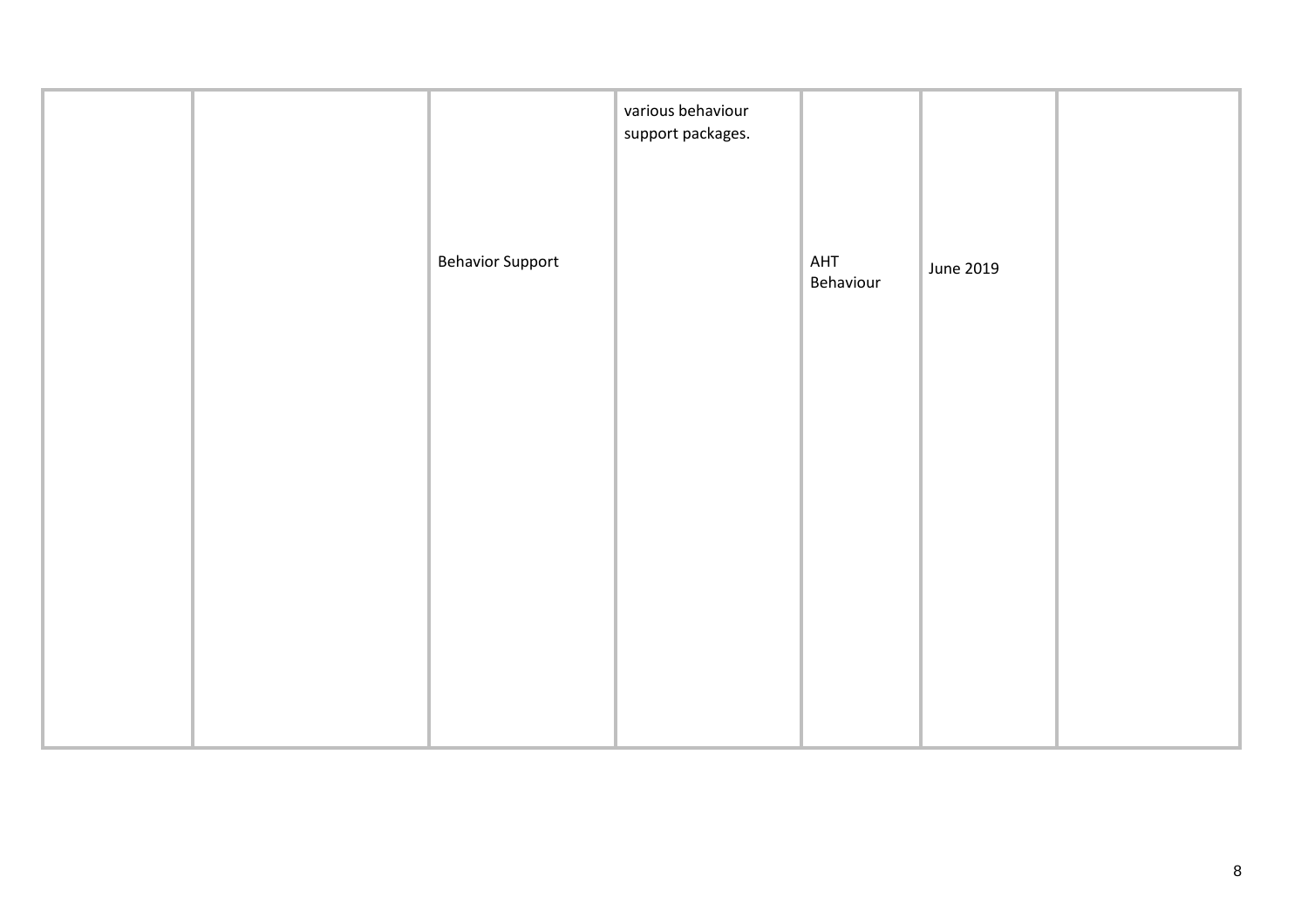| | | | | | | |
|---|---|---|---|---|---|---|
| | | Behavior Support | various behaviour support packages. | AHT Behaviour | June 2019 | |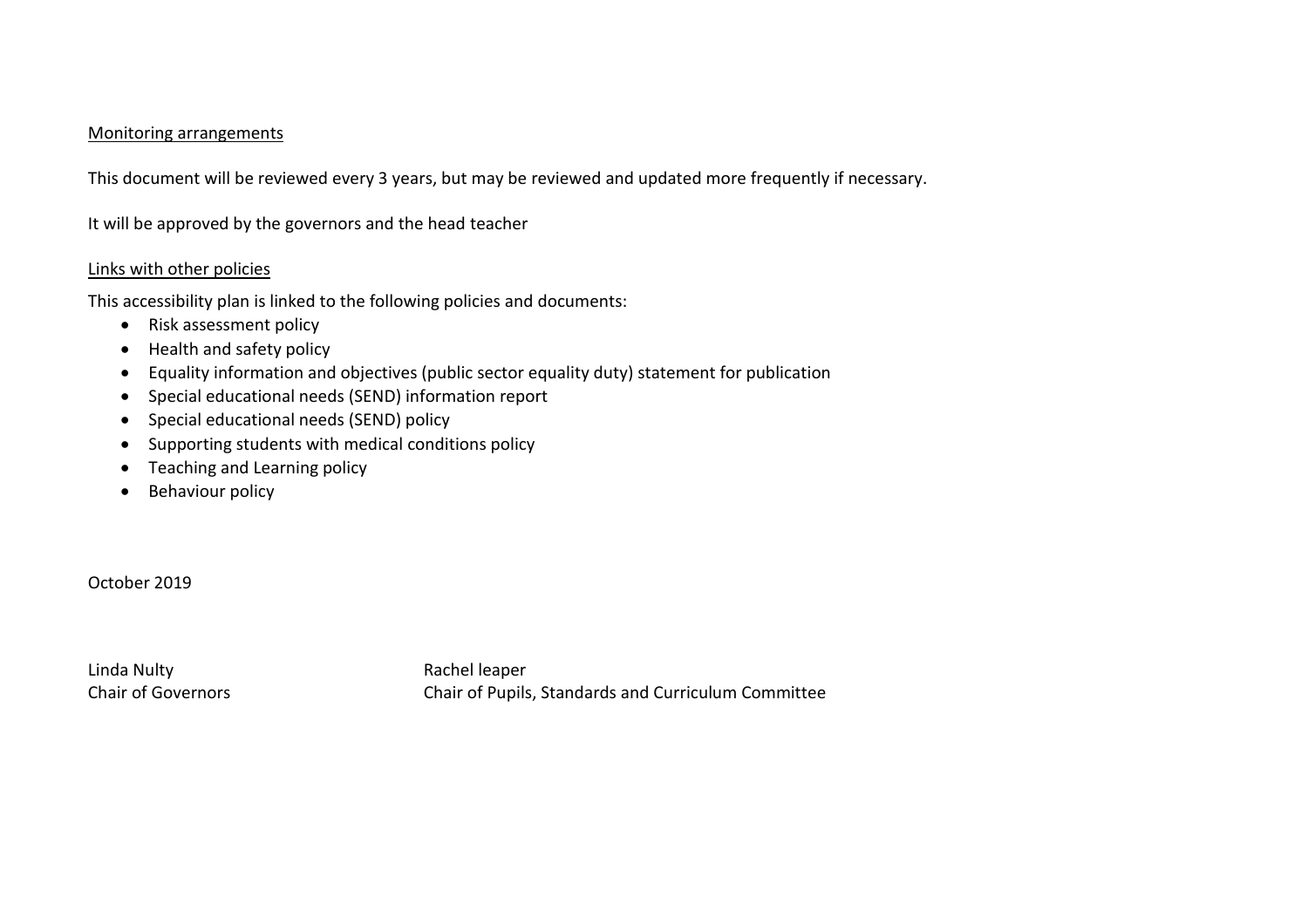Monitoring arrangements

This document will be reviewed every 3 years, but may be reviewed and updated more frequently if necessary.

It will be approved by the governors and the head teacher

Links with other policies

This accessibility plan is linked to the following policies and documents:

- Risk assessment policy
- Health and safety policy
- Equality information and objectives (public sector equality duty) statement for publication
- Special educational needs (SEND) information report
- Special educational needs (SEND) policy
- Supporting students with medical conditions policy
- Teaching and Learning policy
- Behaviour policy

October 2019

| Linda Nulty | Rachel leaper |
| --- | --- |
| Chair of Governors | Chair of Pupils, Standards and Curriculum Committee |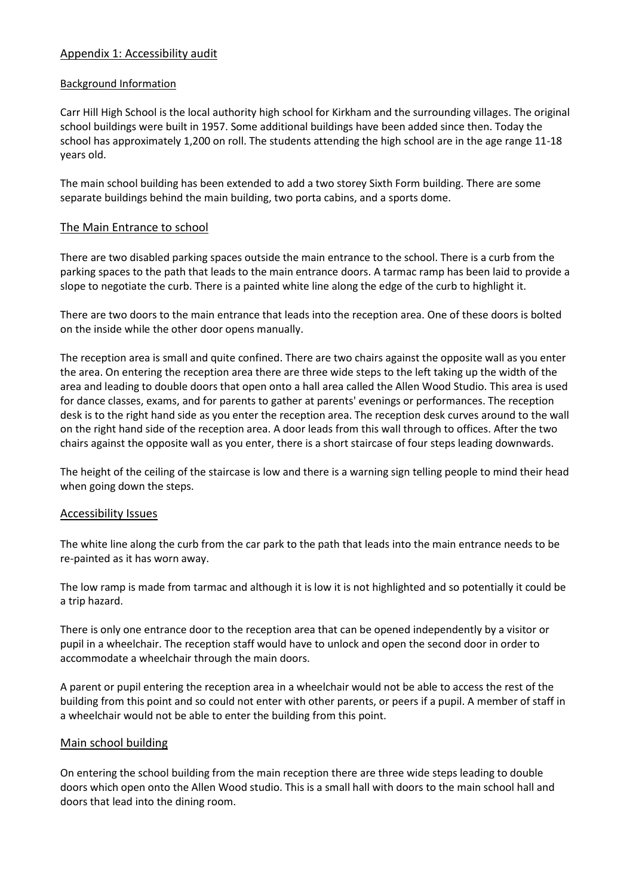## Appendix 1: Accessibility audit

### Background Information

Carr Hill High School is the local authority high school for Kirkham and the surrounding villages. The original school buildings were built in 1957. Some additional buildings have been added since then. Today the school has approximately 1,200 on roll. The students attending the high school are in the age range 11-18 years old.

The main school building has been extended to add a two storey Sixth Form building. There are some separate buildings behind the main building, two porta cabins, and a sports dome.

## The Main Entrance to school

There are two disabled parking spaces outside the main entrance to the school. There is a curb from the parking spaces to the path that leads to the main entrance doors. A tarmac ramp has been laid to provide a slope to negotiate the curb. There is a painted white line along the edge of the curb to highlight it.

There are two doors to the main entrance that leads into the reception area. One of these doors is bolted on the inside while the other door opens manually.

The reception area is small and quite confined. There are two chairs against the opposite wall as you enter the area. On entering the reception area there are three wide steps to the left taking up the width of the area and leading to double doors that open onto a hall area called the Allen Wood Studio. This area is used for dance classes, exams, and for parents to gather at parents' evenings or performances. The reception desk is to the right hand side as you enter the reception area. The reception desk curves around to the wall on the right hand side of the reception area. A door leads from this wall through to offices. After the two chairs against the opposite wall as you enter, there is a short staircase of four steps leading downwards.

The height of the ceiling of the staircase is low and there is a warning sign telling people to mind their head when going down the steps.

## Accessibility Issues

The white line along the curb from the car park to the path that leads into the main entrance needs to be re-painted as it has worn away.

The low ramp is made from tarmac and although it is low it is not highlighted and so potentially it could be a trip hazard.

There is only one entrance door to the reception area that can be opened independently by a visitor or pupil in a wheelchair. The reception staff would have to unlock and open the second door in order to accommodate a wheelchair through the main doors.

A parent or pupil entering the reception area in a wheelchair would not be able to access the rest of the building from this point and so could not enter with other parents, or peers if a pupil. A member of staff in a wheelchair would not be able to enter the building from this point.

## Main school building

On entering the school building from the main reception there are three wide steps leading to double doors which open onto the Allen Wood studio. This is a small hall with doors to the main school hall and doors that lead into the dining room.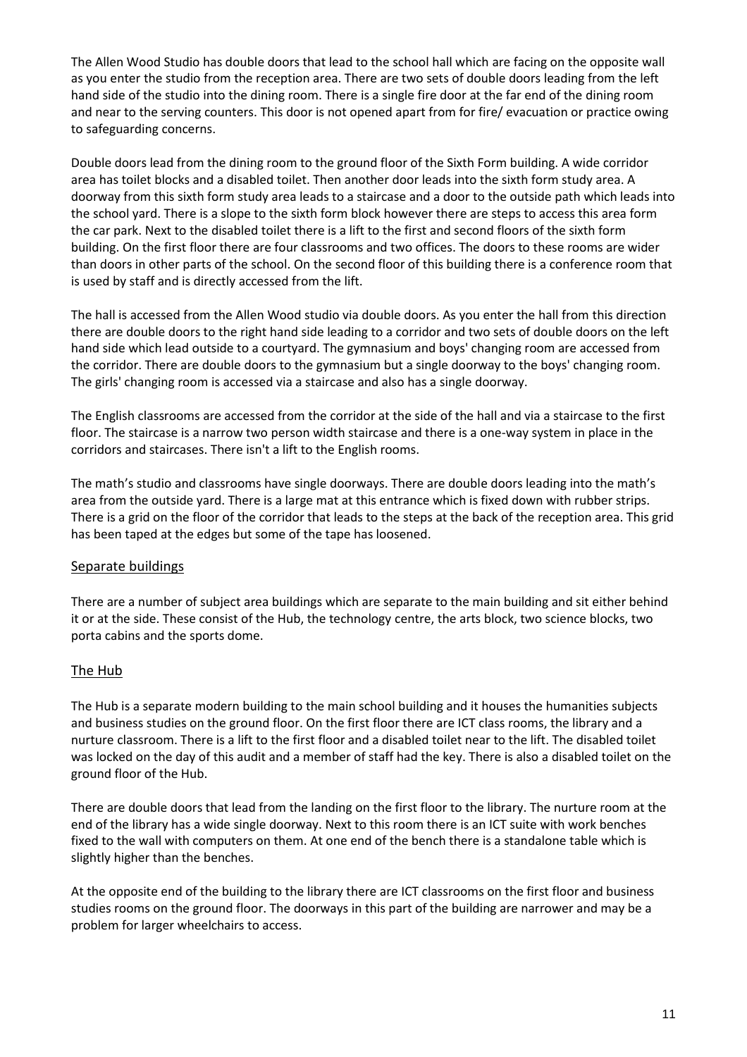The Allen Wood Studio has double doors that lead to the school hall which are facing on the opposite wall as you enter the studio from the reception area. There are two sets of double doors leading from the left hand side of the studio into the dining room. There is a single fire door at the far end of the dining room and near to the serving counters. This door is not opened apart from for fire/ evacuation or practice owing to safeguarding concerns.

Double doors lead from the dining room to the ground floor of the Sixth Form building. A wide corridor area has toilet blocks and a disabled toilet. Then another door leads into the sixth form study area. A doorway from this sixth form study area leads to a staircase and a door to the outside path which leads into the school yard. There is a slope to the sixth form block however there are steps to access this area form the car park. Next to the disabled toilet there is a lift to the first and second floors of the sixth form building. On the first floor there are four classrooms and two offices. The doors to these rooms are wider than doors in other parts of the school. On the second floor of this building there is a conference room that is used by staff and is directly accessed from the lift.

The hall is accessed from the Allen Wood studio via double doors. As you enter the hall from this direction there are double doors to the right hand side leading to a corridor and two sets of double doors on the left hand side which lead outside to a courtyard. The gymnasium and boys' changing room are accessed from the corridor. There are double doors to the gymnasium but a single doorway to the boys' changing room. The girls' changing room is accessed via a staircase and also has a single doorway.

The English classrooms are accessed from the corridor at the side of the hall and via a staircase to the first floor. The staircase is a narrow two person width staircase and there is a one-way system in place in the corridors and staircases. There isn't a lift to the English rooms.

The math's studio and classrooms have single doorways. There are double doors leading into the math's area from the outside yard. There is a large mat at this entrance which is fixed down with rubber strips. There is a grid on the floor of the corridor that leads to the steps at the back of the reception area. This grid has been taped at the edges but some of the tape has loosened.

## Separate buildings

There are a number of subject area buildings which are separate to the main building and sit either behind it or at the side. These consist of the Hub, the technology centre, the arts block, two science blocks, two porta cabins and the sports dome.

## The Hub

The Hub is a separate modern building to the main school building and it houses the humanities subjects and business studies on the ground floor. On the first floor there are ICT class rooms, the library and a nurture classroom. There is a lift to the first floor and a disabled toilet near to the lift. The disabled toilet was locked on the day of this audit and a member of staff had the key. There is also a disabled toilet on the ground floor of the Hub.

There are double doors that lead from the landing on the first floor to the library. The nurture room at the end of the library has a wide single doorway. Next to this room there is an ICT suite with work benches fixed to the wall with computers on them. At one end of the bench there is a standalone table which is slightly higher than the benches.

At the opposite end of the building to the library there are ICT classrooms on the first floor and business studies rooms on the ground floor. The doorways in this part of the building are narrower and may be a problem for larger wheelchairs to access.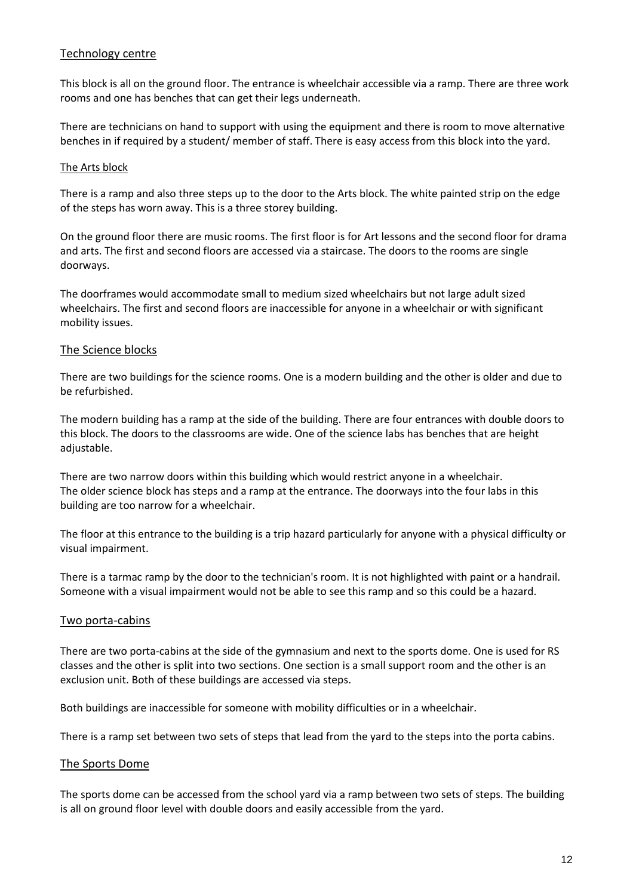## Technology centre

This block is all on the ground floor. The entrance is wheelchair accessible via a ramp. There are three work rooms and one has benches that can get their legs underneath.

There are technicians on hand to support with using the equipment and there is room to move alternative benches in if required by a student/ member of staff. There is easy access from this block into the yard.

### The Arts block

There is a ramp and also three steps up to the door to the Arts block. The white painted strip on the edge of the steps has worn away. This is a three storey building.

On the ground floor there are music rooms. The first floor is for Art lessons and the second floor for drama and arts. The first and second floors are accessed via a staircase. The doors to the rooms are single doorways.

The doorframes would accommodate small to medium sized wheelchairs but not large adult sized wheelchairs. The first and second floors are inaccessible for anyone in a wheelchair or with significant mobility issues.

## The Science blocks

There are two buildings for the science rooms. One is a modern building and the other is older and due to be refurbished.

The modern building has a ramp at the side of the building. There are four entrances with double doors to this block. The doors to the classrooms are wide. One of the science labs has benches that are height adjustable.

There are two narrow doors within this building which would restrict anyone in a wheelchair.
The older science block has steps and a ramp at the entrance. The doorways into the four labs in this building are too narrow for a wheelchair.

The floor at this entrance to the building is a trip hazard particularly for anyone with a physical difficulty or visual impairment.

There is a tarmac ramp by the door to the technician's room. It is not highlighted with paint or a handrail. Someone with a visual impairment would not be able to see this ramp and so this could be a hazard.

## Two porta-cabins

There are two porta-cabins at the side of the gymnasium and next to the sports dome. One is used for RS classes and the other is split into two sections. One section is a small support room and the other is an exclusion unit. Both of these buildings are accessed via steps.

Both buildings are inaccessible for someone with mobility difficulties or in a wheelchair.

There is a ramp set between two sets of steps that lead from the yard to the steps into the porta cabins.

## The Sports Dome

The sports dome can be accessed from the school yard via a ramp between two sets of steps. The building is all on ground floor level with double doors and easily accessible from the yard.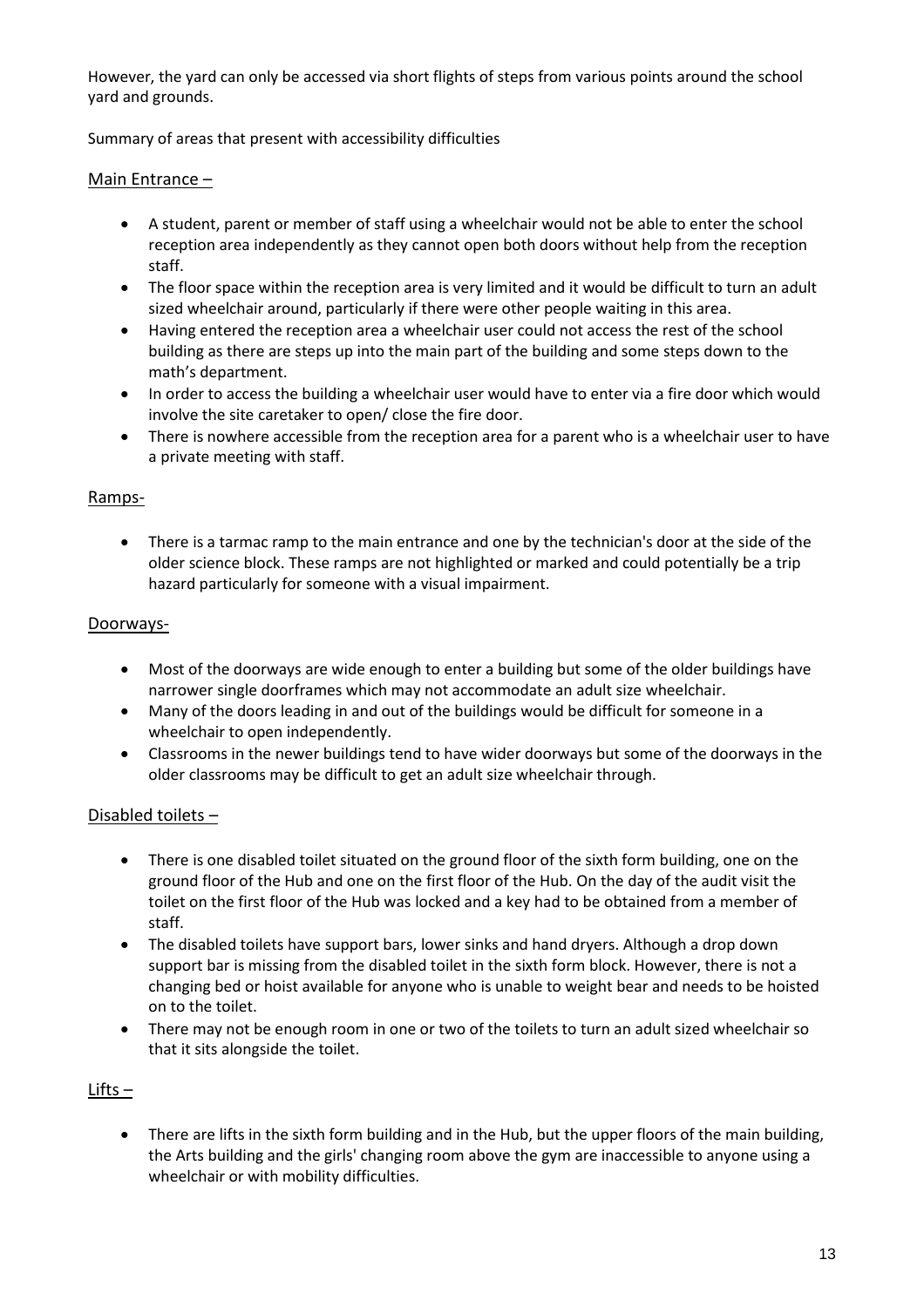However, the yard can only be accessed via short flights of steps from various points around the school yard and grounds.

Summary of areas that present with accessibility difficulties

<u>Main Entrance –</u>

- A student, parent or member of staff using a wheelchair would not be able to enter the school reception area independently as they cannot open both doors without help from the reception staff.
- The floor space within the reception area is very limited and it would be difficult to turn an adult sized wheelchair around, particularly if there were other people waiting in this area.
- Having entered the reception area a wheelchair user could not access the rest of the school building as there are steps up into the main part of the building and some steps down to the math's department.
- In order to access the building a wheelchair user would have to enter via a fire door which would involve the site caretaker to open/ close the fire door.
- There is nowhere accessible from the reception area for a parent who is a wheelchair user to have a private meeting with staff.

<u>Ramps-</u>

- There is a tarmac ramp to the main entrance and one by the technician's door at the side of the older science block. These ramps are not highlighted or marked and could potentially be a trip hazard particularly for someone with a visual impairment.

<u>Doorways-</u>

- Most of the doorways are wide enough to enter a building but some of the older buildings have narrower single doorframes which may not accommodate an adult size wheelchair.
- Many of the doors leading in and out of the buildings would be difficult for someone in a wheelchair to open independently.
- Classrooms in the newer buildings tend to have wider doorways but some of the doorways in the older classrooms may be difficult to get an adult size wheelchair through.

<u>Disabled toilets –</u>

- There is one disabled toilet situated on the ground floor of the sixth form building, one on the ground floor of the Hub and one on the first floor of the Hub. On the day of the audit visit the toilet on the first floor of the Hub was locked and a key had to be obtained from a member of staff.
- The disabled toilets have support bars, lower sinks and hand dryers. Although a drop down support bar is missing from the disabled toilet in the sixth form block. However, there is not a changing bed or hoist available for anyone who is unable to weight bear and needs to be hoisted on to the toilet.
- There may not be enough room in one or two of the toilets to turn an adult sized wheelchair so that it sits alongside the toilet.

<u>Lifts –</u>

- There are lifts in the sixth form building and in the Hub, but the upper floors of the main building, the Arts building and the girls' changing room above the gym are inaccessible to anyone using a wheelchair or with mobility difficulties.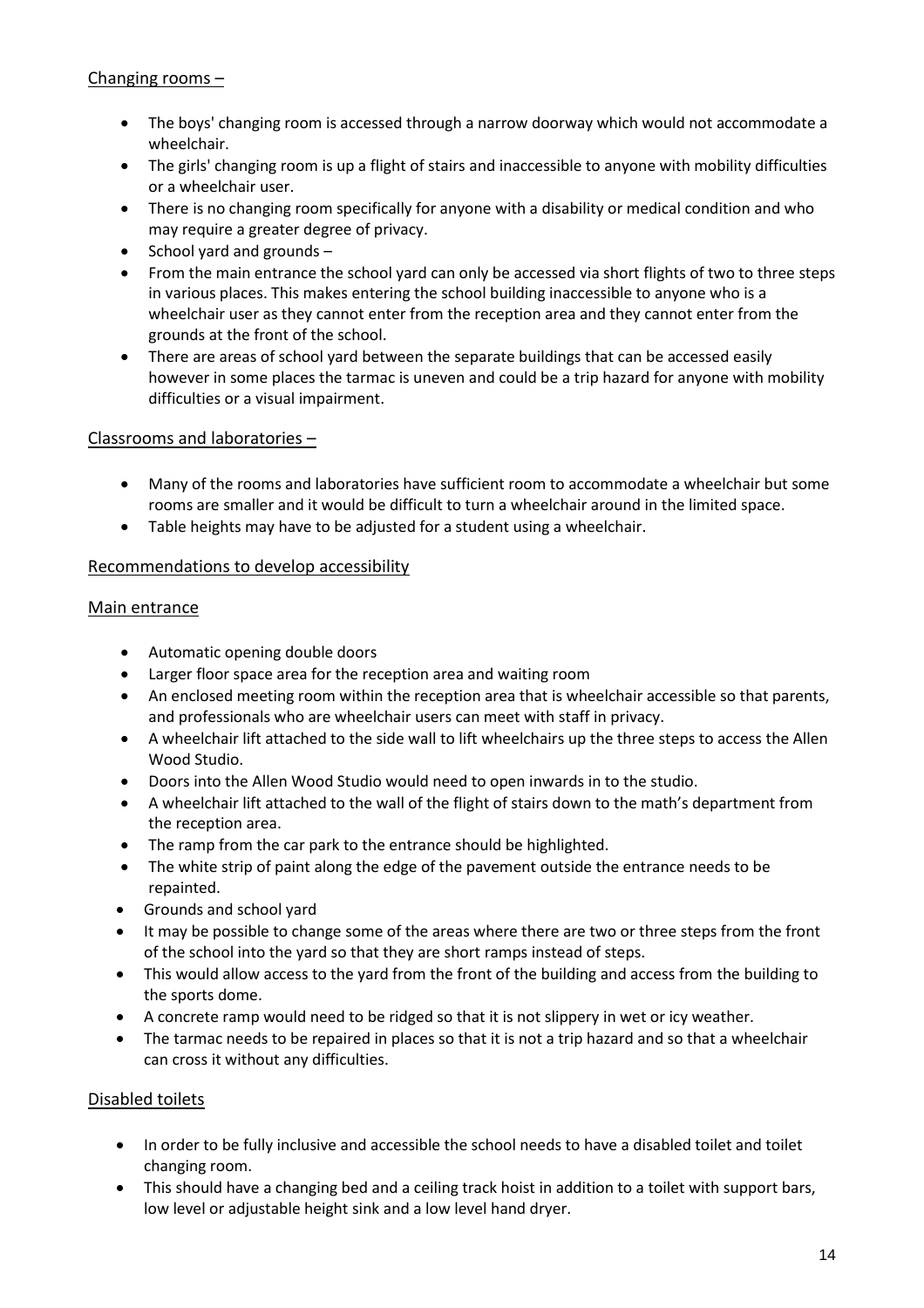## Changing rooms –

- The boys' changing room is accessed through a narrow doorway which would not accommodate a wheelchair.
- The girls' changing room is up a flight of stairs and inaccessible to anyone with mobility difficulties or a wheelchair user.
- There is no changing room specifically for anyone with a disability or medical condition and who may require a greater degree of privacy.
- School yard and grounds –
- From the main entrance the school yard can only be accessed via short flights of two to three steps in various places. This makes entering the school building inaccessible to anyone who is a wheelchair user as they cannot enter from the reception area and they cannot enter from the grounds at the front of the school.
- There are areas of school yard between the separate buildings that can be accessed easily however in some places the tarmac is uneven and could be a trip hazard for anyone with mobility difficulties or a visual impairment.

## Classrooms and laboratories –

- Many of the rooms and laboratories have sufficient room to accommodate a wheelchair but some rooms are smaller and it would be difficult to turn a wheelchair around in the limited space.
- Table heights may have to be adjusted for a student using a wheelchair.

## Recommendations to develop accessibility

## Main entrance

- Automatic opening double doors
- Larger floor space area for the reception area and waiting room
- An enclosed meeting room within the reception area that is wheelchair accessible so that parents, and professionals who are wheelchair users can meet with staff in privacy.
- A wheelchair lift attached to the side wall to lift wheelchairs up the three steps to access the Allen Wood Studio.
- Doors into the Allen Wood Studio would need to open inwards in to the studio.
- A wheelchair lift attached to the wall of the flight of stairs down to the math's department from the reception area.
- The ramp from the car park to the entrance should be highlighted.
- The white strip of paint along the edge of the pavement outside the entrance needs to be repainted.
- Grounds and school yard
- It may be possible to change some of the areas where there are two or three steps from the front of the school into the yard so that they are short ramps instead of steps.
- This would allow access to the yard from the front of the building and access from the building to the sports dome.
- A concrete ramp would need to be ridged so that it is not slippery in wet or icy weather.
- The tarmac needs to be repaired in places so that it is not a trip hazard and so that a wheelchair can cross it without any difficulties.

## Disabled toilets

- In order to be fully inclusive and accessible the school needs to have a disabled toilet and toilet changing room.
- This should have a changing bed and a ceiling track hoist in addition to a toilet with support bars, low level or adjustable height sink and a low level hand dryer.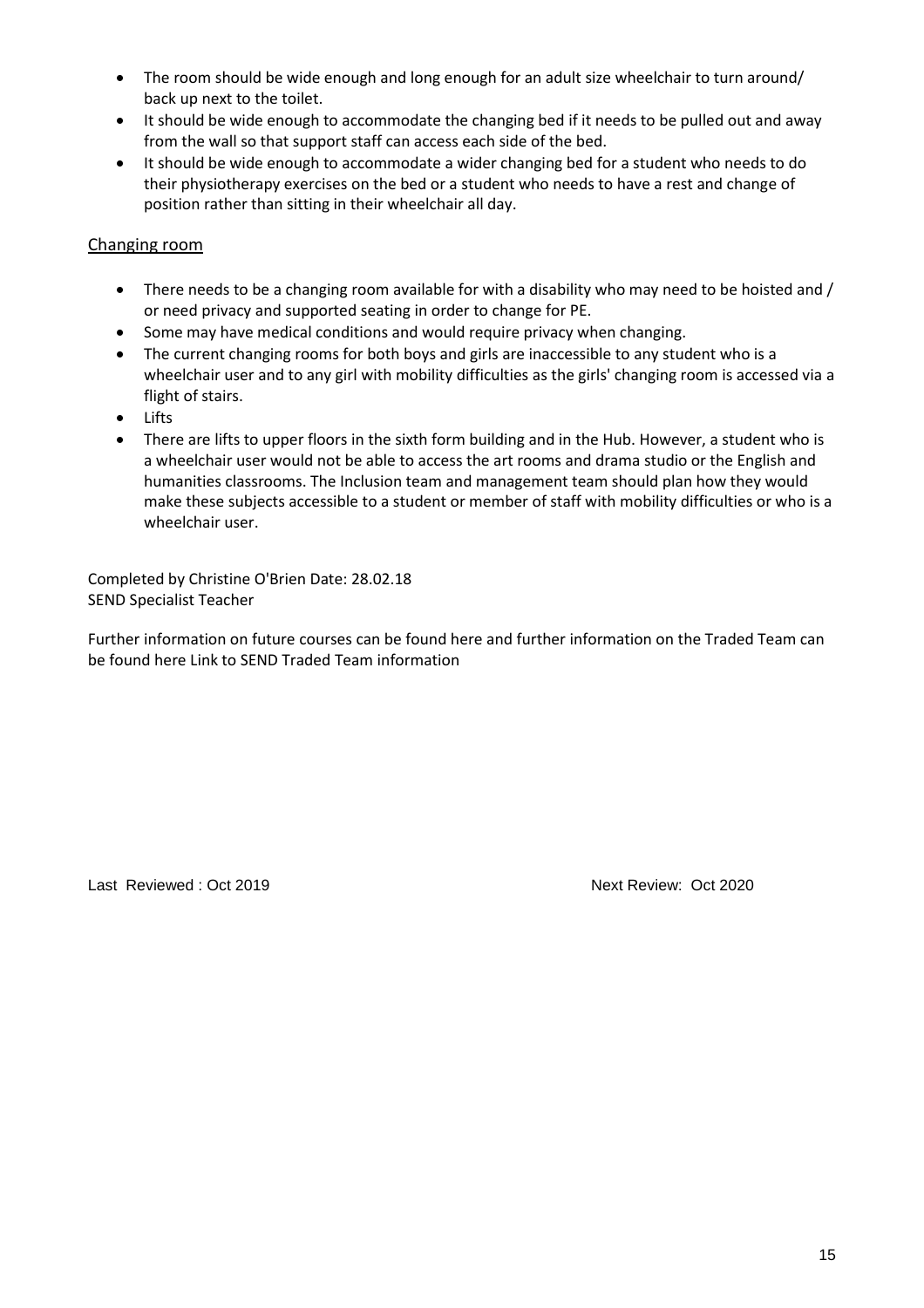- The room should be wide enough and long enough for an adult size wheelchair to turn around/ back up next to the toilet.
- It should be wide enough to accommodate the changing bed if it needs to be pulled out and away from the wall so that support staff can access each side of the bed.
- It should be wide enough to accommodate a wider changing bed for a student who needs to do their physiotherapy exercises on the bed or a student who needs to have a rest and change of position rather than sitting in their wheelchair all day.

## Changing room

- There needs to be a changing room available for with a disability who may need to be hoisted and / or need privacy and supported seating in order to change for PE.
- Some may have medical conditions and would require privacy when changing.
- The current changing rooms for both boys and girls are inaccessible to any student who is a wheelchair user and to any girl with mobility difficulties as the girls' changing room is accessed via a flight of stairs.
- Lifts
- There are lifts to upper floors in the sixth form building and in the Hub. However, a student who is a wheelchair user would not be able to access the art rooms and drama studio or the English and humanities classrooms. The Inclusion team and management team should plan how they would make these subjects accessible to a student or member of staff with mobility difficulties or who is a wheelchair user.

Completed by Christine O'Brien Date: 28.02.18
SEND Specialist Teacher

Further information on future courses can be found here and further information on the Traded Team can be found here Link to SEND Traded Team information

Last Reviewed : Oct 2019 Next Review: Oct 2020